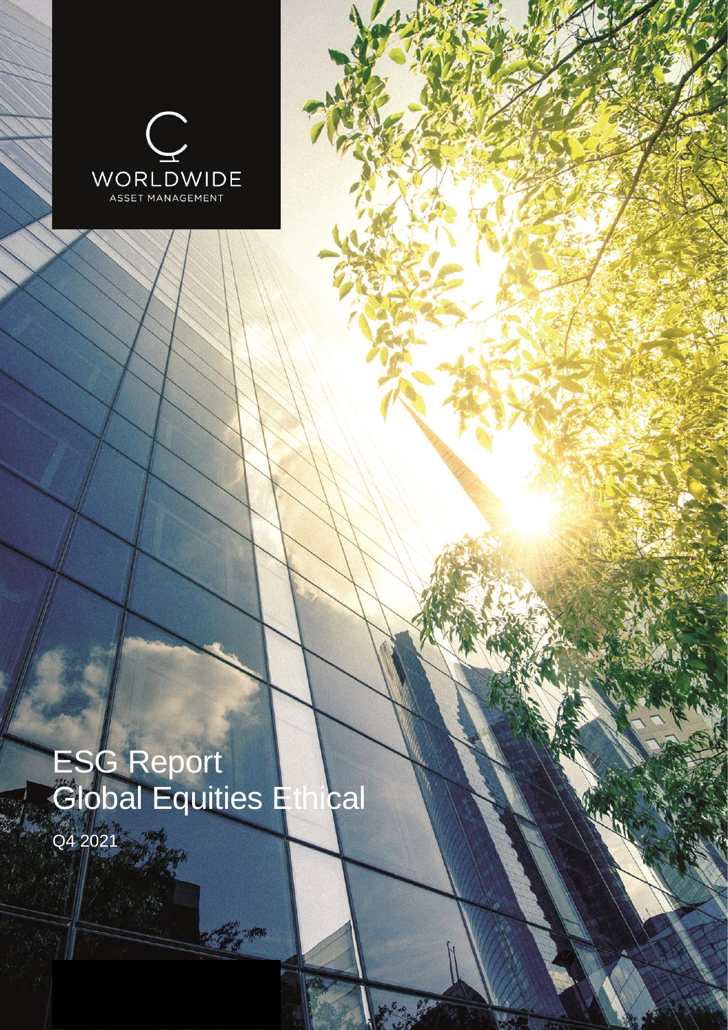WORLDWIDE

ASSET MANAGEMENT

# ESG Report
# Global Equities Ethical

Q4 2021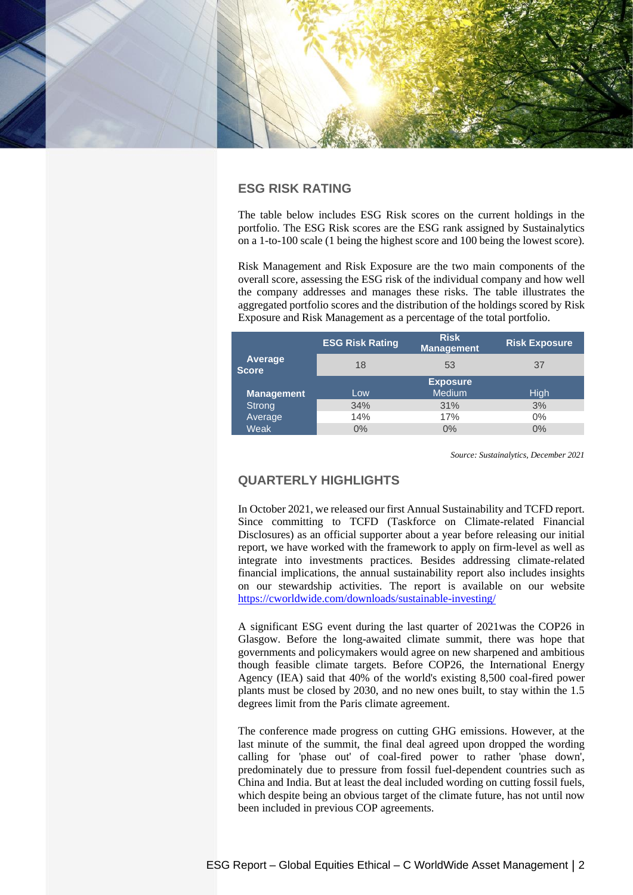## ESG RISK RATING

The table below includes ESG Risk scores on the current holdings in the portfolio. The ESG Risk scores are the ESG rank assigned by Sustainalytics on a 1-to-100 scale (1 being the highest score and 100 being the lowest score).

Risk Management and Risk Exposure are the two main components of the overall score, assessing the ESG risk of the individual company and how well the company addresses and manages these risks. The table illustrates the aggregated portfolio scores and the distribution of the holdings scored by Risk Exposure and Risk Management as a percentage of the total portfolio.

| | ESG Risk Rating | Risk Management | Risk Exposure |
|---|---|---|---|
| **Average Score** | 18 | 53 | 37 |
| | | **Exposure** | |
| **Management** | Low | Medium | High |
| Strong | 34% | 31% | 3% |
| Average | 14% | 17% | 0% |
| Weak | 0% | 0% | 0% |

*Source: Sustainalytics, December 2021*

## QUARTERLY HIGHLIGHTS

In October 2021, we released our first Annual Sustainability and TCFD report. Since committing to TCFD (Taskforce on Climate-related Financial Disclosures) as an official supporter about a year before releasing our initial report, we have worked with the framework to apply on firm-level as well as integrate into investments practices. Besides addressing climate-related financial implications, the annual sustainability report also includes insights on our stewardship activities. The report is available on our website https://cworldwide.com/downloads/sustainable-investing/

A significant ESG event during the last quarter of 2021was the COP26 in Glasgow. Before the long-awaited climate summit, there was hope that governments and policymakers would agree on new sharpened and ambitious though feasible climate targets. Before COP26, the International Energy Agency (IEA) said that 40% of the world's existing 8,500 coal-fired power plants must be closed by 2030, and no new ones built, to stay within the 1.5 degrees limit from the Paris climate agreement.

The conference made progress on cutting GHG emissions. However, at the last minute of the summit, the final deal agreed upon dropped the wording calling for 'phase out' of coal-fired power to rather 'phase down', predominately due to pressure from fossil fuel-dependent countries such as China and India. But at least the deal included wording on cutting fossil fuels, which despite being an obvious target of the climate future, has not until now been included in previous COP agreements.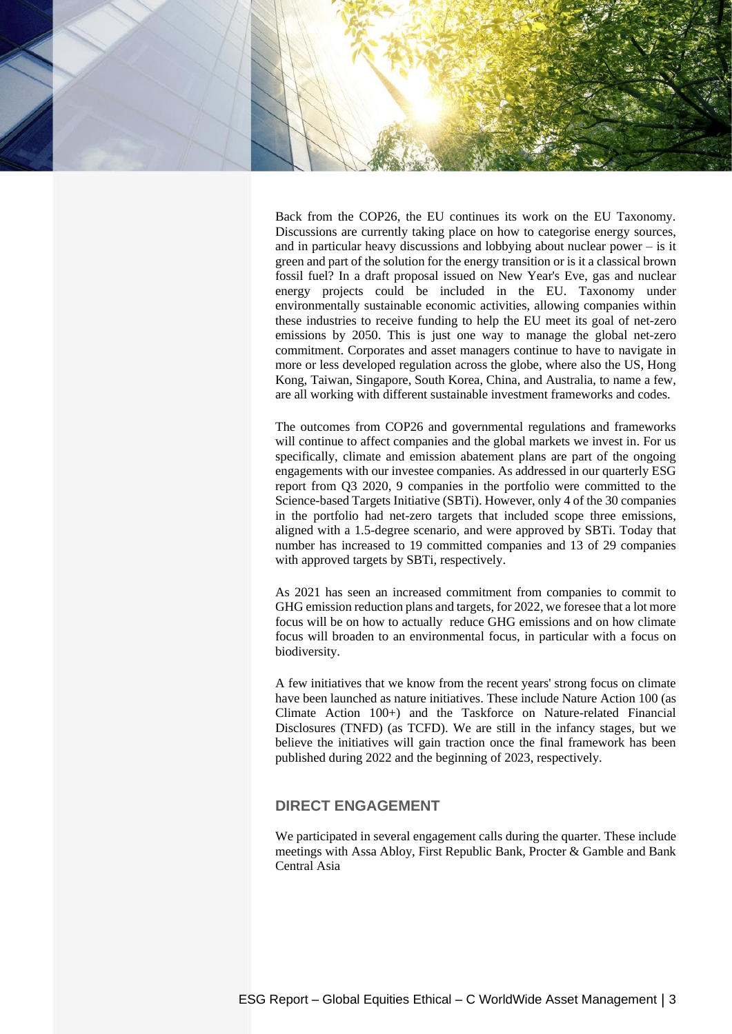Back from the COP26, the EU continues its work on the EU Taxonomy. Discussions are currently taking place on how to categorise energy sources, and in particular heavy discussions and lobbying about nuclear power – is it green and part of the solution for the energy transition or is it a classical brown fossil fuel? In a draft proposal issued on New Year's Eve, gas and nuclear energy projects could be included in the EU. Taxonomy under environmentally sustainable economic activities, allowing companies within these industries to receive funding to help the EU meet its goal of net-zero emissions by 2050. This is just one way to manage the global net-zero commitment. Corporates and asset managers continue to have to navigate in more or less developed regulation across the globe, where also the US, Hong Kong, Taiwan, Singapore, South Korea, China, and Australia, to name a few, are all working with different sustainable investment frameworks and codes.

The outcomes from COP26 and governmental regulations and frameworks will continue to affect companies and the global markets we invest in. For us specifically, climate and emission abatement plans are part of the ongoing engagements with our investee companies. As addressed in our quarterly ESG report from Q3 2020, 9 companies in the portfolio were committed to the Science-based Targets Initiative (SBTi). However, only 4 of the 30 companies in the portfolio had net-zero targets that included scope three emissions, aligned with a 1.5-degree scenario, and were approved by SBTi. Today that number has increased to 19 committed companies and 13 of 29 companies with approved targets by SBTi, respectively.

As 2021 has seen an increased commitment from companies to commit to GHG emission reduction plans and targets, for 2022, we foresee that a lot more focus will be on how to actually reduce GHG emissions and on how climate focus will broaden to an environmental focus, in particular with a focus on biodiversity.

A few initiatives that we know from the recent years' strong focus on climate have been launched as nature initiatives. These include Nature Action 100 (as Climate Action 100+) and the Taskforce on Nature-related Financial Disclosures (TNFD) (as TCFD). We are still in the infancy stages, but we believe the initiatives will gain traction once the final framework has been published during 2022 and the beginning of 2023, respectively.

## DIRECT ENGAGEMENT

We participated in several engagement calls during the quarter. These include meetings with Assa Abloy, First Republic Bank, Procter & Gamble and Bank Central Asia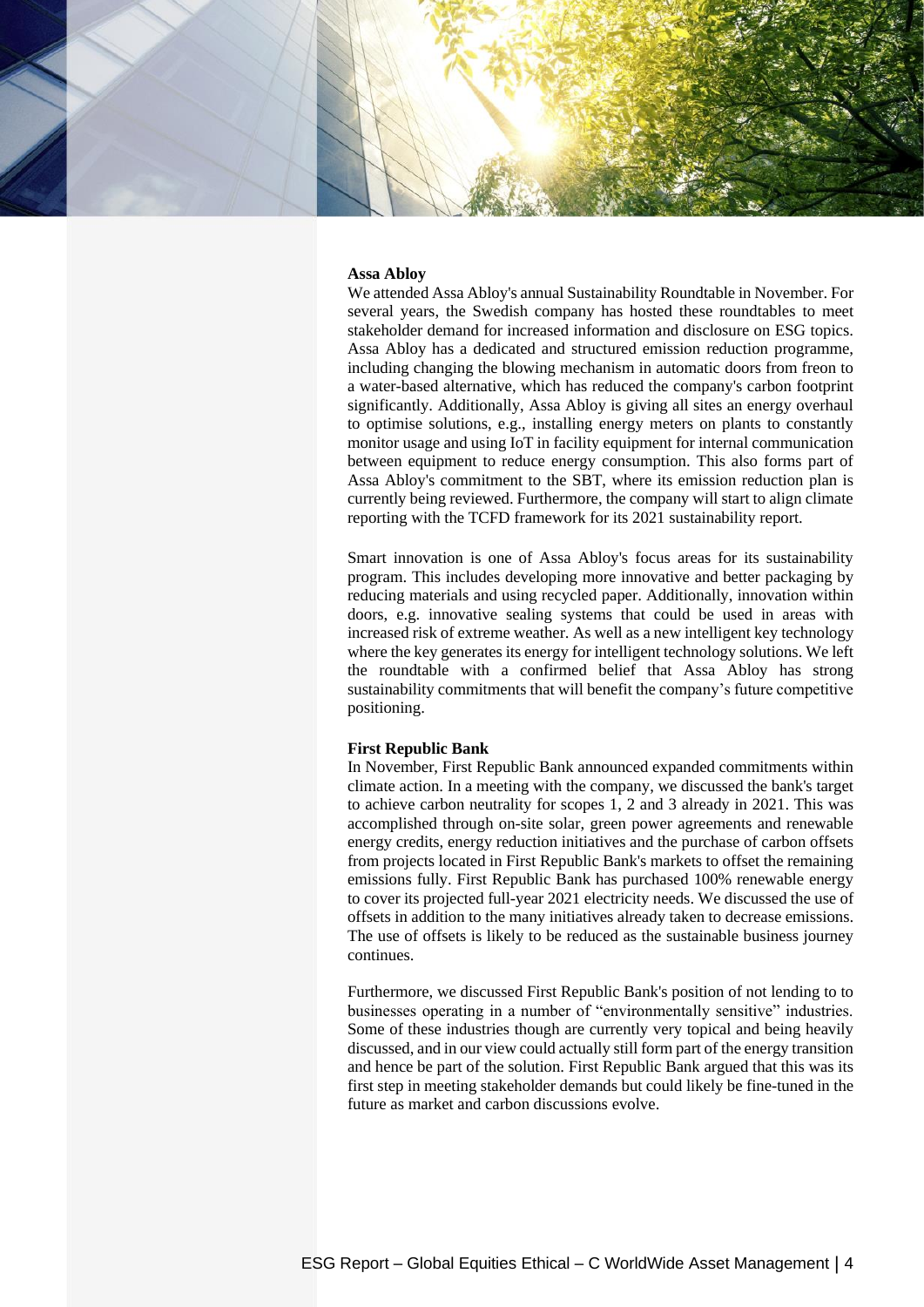**Assa Abloy**

We attended Assa Abloy's annual Sustainability Roundtable in November. For several years, the Swedish company has hosted these roundtables to meet stakeholder demand for increased information and disclosure on ESG topics. Assa Abloy has a dedicated and structured emission reduction programme, including changing the blowing mechanism in automatic doors from freon to a water-based alternative, which has reduced the company's carbon footprint significantly. Additionally, Assa Abloy is giving all sites an energy overhaul to optimise solutions, e.g., installing energy meters on plants to constantly monitor usage and using IoT in facility equipment for internal communication between equipment to reduce energy consumption. This also forms part of Assa Abloy's commitment to the SBT, where its emission reduction plan is currently being reviewed. Furthermore, the company will start to align climate reporting with the TCFD framework for its 2021 sustainability report.

Smart innovation is one of Assa Abloy's focus areas for its sustainability program. This includes developing more innovative and better packaging by reducing materials and using recycled paper. Additionally, innovation within doors, e.g. innovative sealing systems that could be used in areas with increased risk of extreme weather. As well as a new intelligent key technology where the key generates its energy for intelligent technology solutions. We left the roundtable with a confirmed belief that Assa Abloy has strong sustainability commitments that will benefit the company's future competitive positioning.

**First Republic Bank**

In November, First Republic Bank announced expanded commitments within climate action. In a meeting with the company, we discussed the bank's target to achieve carbon neutrality for scopes 1, 2 and 3 already in 2021. This was accomplished through on-site solar, green power agreements and renewable energy credits, energy reduction initiatives and the purchase of carbon offsets from projects located in First Republic Bank's markets to offset the remaining emissions fully. First Republic Bank has purchased 100% renewable energy to cover its projected full-year 2021 electricity needs. We discussed the use of offsets in addition to the many initiatives already taken to decrease emissions. The use of offsets is likely to be reduced as the sustainable business journey continues.

Furthermore, we discussed First Republic Bank's position of not lending to to businesses operating in a number of "environmentally sensitive" industries. Some of these industries though are currently very topical and being heavily discussed, and in our view could actually still form part of the energy transition and hence be part of the solution. First Republic Bank argued that this was its first step in meeting stakeholder demands but could likely be fine-tuned in the future as market and carbon discussions evolve.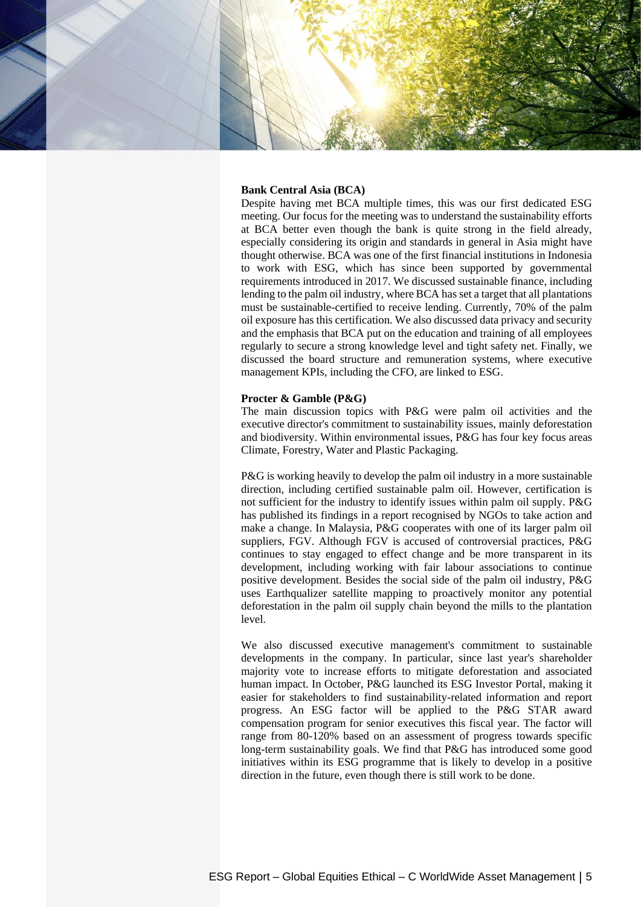**Bank Central Asia (BCA)**

Despite having met BCA multiple times, this was our first dedicated ESG meeting. Our focus for the meeting was to understand the sustainability efforts at BCA better even though the bank is quite strong in the field already, especially considering its origin and standards in general in Asia might have thought otherwise. BCA was one of the first financial institutions in Indonesia to work with ESG, which has since been supported by governmental requirements introduced in 2017. We discussed sustainable finance, including lending to the palm oil industry, where BCA has set a target that all plantations must be sustainable-certified to receive lending. Currently, 70% of the palm oil exposure has this certification. We also discussed data privacy and security and the emphasis that BCA put on the education and training of all employees regularly to secure a strong knowledge level and tight safety net. Finally, we discussed the board structure and remuneration systems, where executive management KPIs, including the CFO, are linked to ESG.

**Procter & Gamble (P&G)**

The main discussion topics with P&G were palm oil activities and the executive director's commitment to sustainability issues, mainly deforestation and biodiversity. Within environmental issues, P&G has four key focus areas Climate, Forestry, Water and Plastic Packaging.

P&G is working heavily to develop the palm oil industry in a more sustainable direction, including certified sustainable palm oil. However, certification is not sufficient for the industry to identify issues within palm oil supply. P&G has published its findings in a report recognised by NGOs to take action and make a change. In Malaysia, P&G cooperates with one of its larger palm oil suppliers, FGV. Although FGV is accused of controversial practices, P&G continues to stay engaged to effect change and be more transparent in its development, including working with fair labour associations to continue positive development. Besides the social side of the palm oil industry, P&G uses Earthqualizer satellite mapping to proactively monitor any potential deforestation in the palm oil supply chain beyond the mills to the plantation level.

We also discussed executive management's commitment to sustainable developments in the company. In particular, since last year's shareholder majority vote to increase efforts to mitigate deforestation and associated human impact. In October, P&G launched its ESG Investor Portal, making it easier for stakeholders to find sustainability-related information and report progress. An ESG factor will be applied to the P&G STAR award compensation program for senior executives this fiscal year. The factor will range from 80-120% based on an assessment of progress towards specific long-term sustainability goals. We find that P&G has introduced some good initiatives within its ESG programme that is likely to develop in a positive direction in the future, even though there is still work to be done.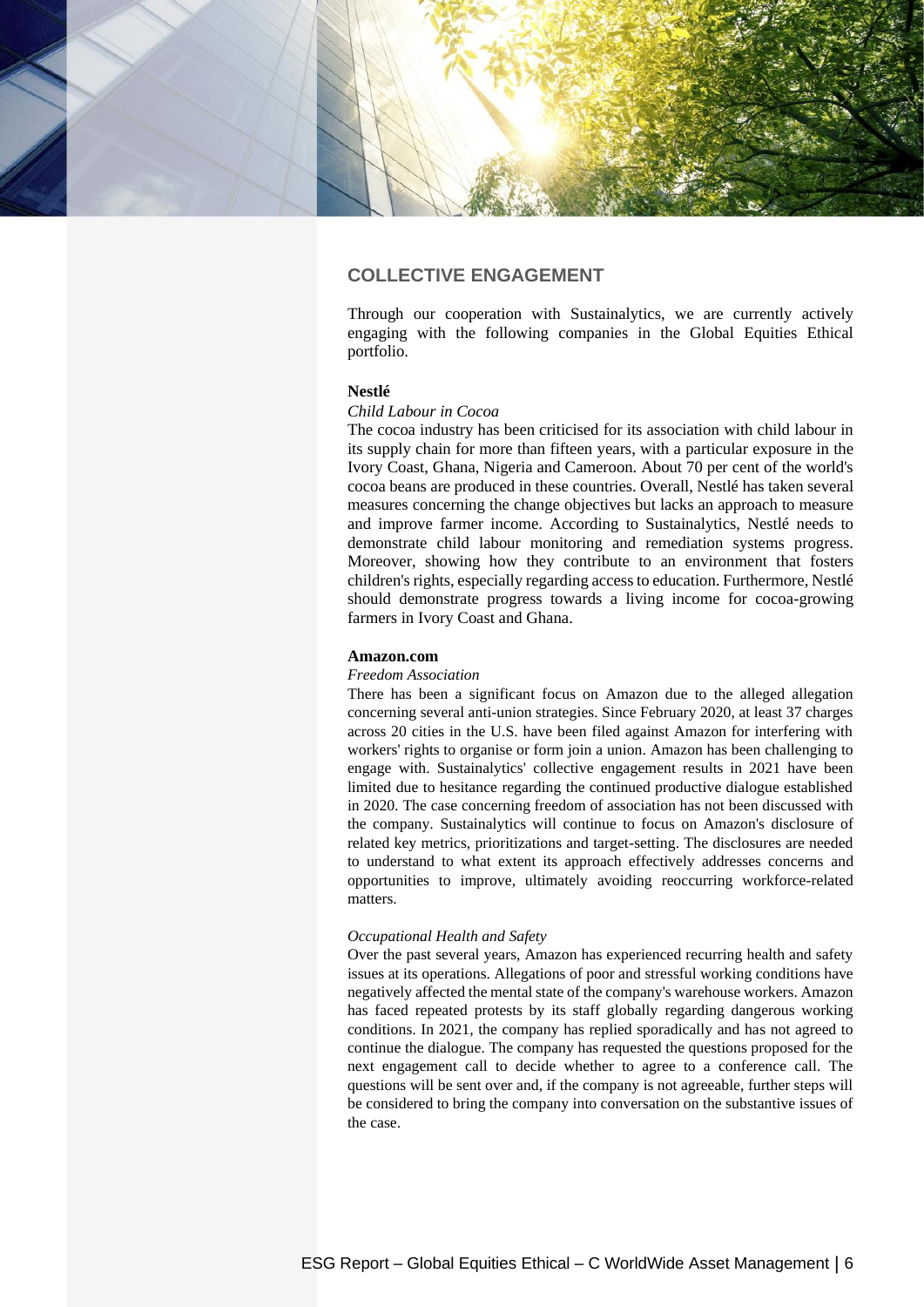## COLLECTIVE ENGAGEMENT

Through our cooperation with Sustainalytics, we are currently actively engaging with the following companies in the Global Equities Ethical portfolio.

**Nestlé**

*Child Labour in Cocoa*

The cocoa industry has been criticised for its association with child labour in its supply chain for more than fifteen years, with a particular exposure in the Ivory Coast, Ghana, Nigeria and Cameroon. About 70 per cent of the world's cocoa beans are produced in these countries. Overall, Nestlé has taken several measures concerning the change objectives but lacks an approach to measure and improve farmer income. According to Sustainalytics, Nestlé needs to demonstrate child labour monitoring and remediation systems progress. Moreover, showing how they contribute to an environment that fosters children's rights, especially regarding access to education. Furthermore, Nestlé should demonstrate progress towards a living income for cocoa-growing farmers in Ivory Coast and Ghana.

**Amazon.com**

*Freedom Association*

There has been a significant focus on Amazon due to the alleged allegation concerning several anti-union strategies. Since February 2020, at least 37 charges across 20 cities in the U.S. have been filed against Amazon for interfering with workers' rights to organise or form join a union. Amazon has been challenging to engage with. Sustainalytics' collective engagement results in 2021 have been limited due to hesitance regarding the continued productive dialogue established in 2020. The case concerning freedom of association has not been discussed with the company. Sustainalytics will continue to focus on Amazon's disclosure of related key metrics, prioritizations and target-setting. The disclosures are needed to understand to what extent its approach effectively addresses concerns and opportunities to improve, ultimately avoiding reoccurring workforce-related matters.

*Occupational Health and Safety*

Over the past several years, Amazon has experienced recurring health and safety issues at its operations. Allegations of poor and stressful working conditions have negatively affected the mental state of the company's warehouse workers. Amazon has faced repeated protests by its staff globally regarding dangerous working conditions. In 2021, the company has replied sporadically and has not agreed to continue the dialogue. The company has requested the questions proposed for the next engagement call to decide whether to agree to a conference call. The questions will be sent over and, if the company is not agreeable, further steps will be considered to bring the company into conversation on the substantive issues of the case.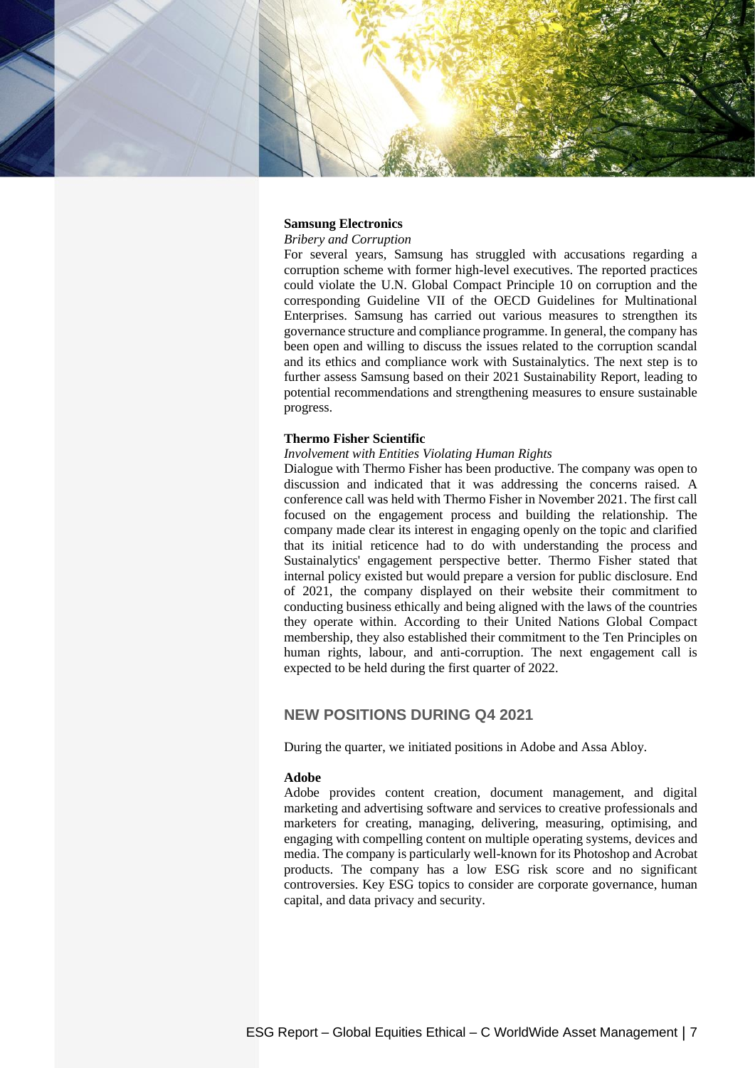**Samsung Electronics**

*Bribery and Corruption*

For several years, Samsung has struggled with accusations regarding a corruption scheme with former high-level executives. The reported practices could violate the U.N. Global Compact Principle 10 on corruption and the corresponding Guideline VII of the OECD Guidelines for Multinational Enterprises. Samsung has carried out various measures to strengthen its governance structure and compliance programme. In general, the company has been open and willing to discuss the issues related to the corruption scandal and its ethics and compliance work with Sustainalytics. The next step is to further assess Samsung based on their 2021 Sustainability Report, leading to potential recommendations and strengthening measures to ensure sustainable progress.

**Thermo Fisher Scientific**

*Involvement with Entities Violating Human Rights*

Dialogue with Thermo Fisher has been productive. The company was open to discussion and indicated that it was addressing the concerns raised. A conference call was held with Thermo Fisher in November 2021. The first call focused on the engagement process and building the relationship. The company made clear its interest in engaging openly on the topic and clarified that its initial reticence had to do with understanding the process and Sustainalytics' engagement perspective better. Thermo Fisher stated that internal policy existed but would prepare a version for public disclosure. End of 2021, the company displayed on their website their commitment to conducting business ethically and being aligned with the laws of the countries they operate within. According to their United Nations Global Compact membership, they also established their commitment to the Ten Principles on human rights, labour, and anti-corruption. The next engagement call is expected to be held during the first quarter of 2022.

## NEW POSITIONS DURING Q4 2021

During the quarter, we initiated positions in Adobe and Assa Abloy.

**Adobe**

Adobe provides content creation, document management, and digital marketing and advertising software and services to creative professionals and marketers for creating, managing, delivering, measuring, optimising, and engaging with compelling content on multiple operating systems, devices and media. The company is particularly well-known for its Photoshop and Acrobat products. The company has a low ESG risk score and no significant controversies. Key ESG topics to consider are corporate governance, human capital, and data privacy and security.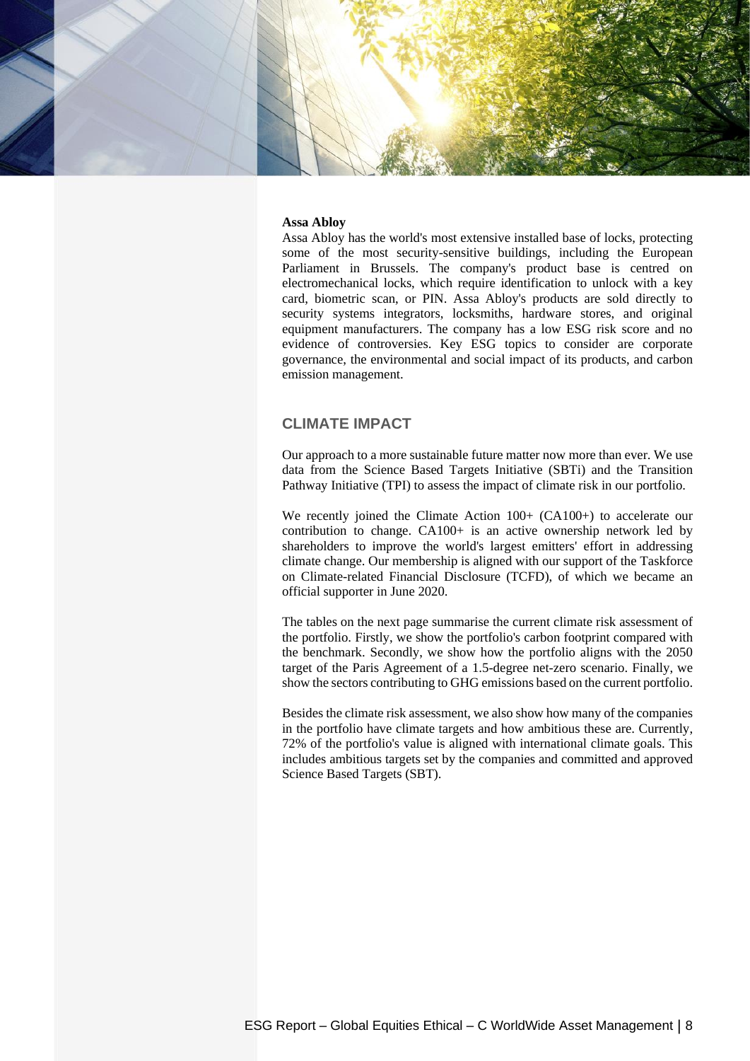**Assa Abloy**

Assa Abloy has the world's most extensive installed base of locks, protecting some of the most security-sensitive buildings, including the European Parliament in Brussels. The company's product base is centred on electromechanical locks, which require identification to unlock with a key card, biometric scan, or PIN. Assa Abloy's products are sold directly to security systems integrators, locksmiths, hardware stores, and original equipment manufacturers. The company has a low ESG risk score and no evidence of controversies. Key ESG topics to consider are corporate governance, the environmental and social impact of its products, and carbon emission management.

## CLIMATE IMPACT

Our approach to a more sustainable future matter now more than ever. We use data from the Science Based Targets Initiative (SBTi) and the Transition Pathway Initiative (TPI) to assess the impact of climate risk in our portfolio.

We recently joined the Climate Action 100+ (CA100+) to accelerate our contribution to change. CA100+ is an active ownership network led by shareholders to improve the world's largest emitters' effort in addressing climate change. Our membership is aligned with our support of the Taskforce on Climate-related Financial Disclosure (TCFD), of which we became an official supporter in June 2020.

The tables on the next page summarise the current climate risk assessment of the portfolio. Firstly, we show the portfolio's carbon footprint compared with the benchmark. Secondly, we show how the portfolio aligns with the 2050 target of the Paris Agreement of a 1.5-degree net-zero scenario. Finally, we show the sectors contributing to GHG emissions based on the current portfolio.

Besides the climate risk assessment, we also show how many of the companies in the portfolio have climate targets and how ambitious these are. Currently, 72% of the portfolio's value is aligned with international climate goals. This includes ambitious targets set by the companies and committed and approved Science Based Targets (SBT).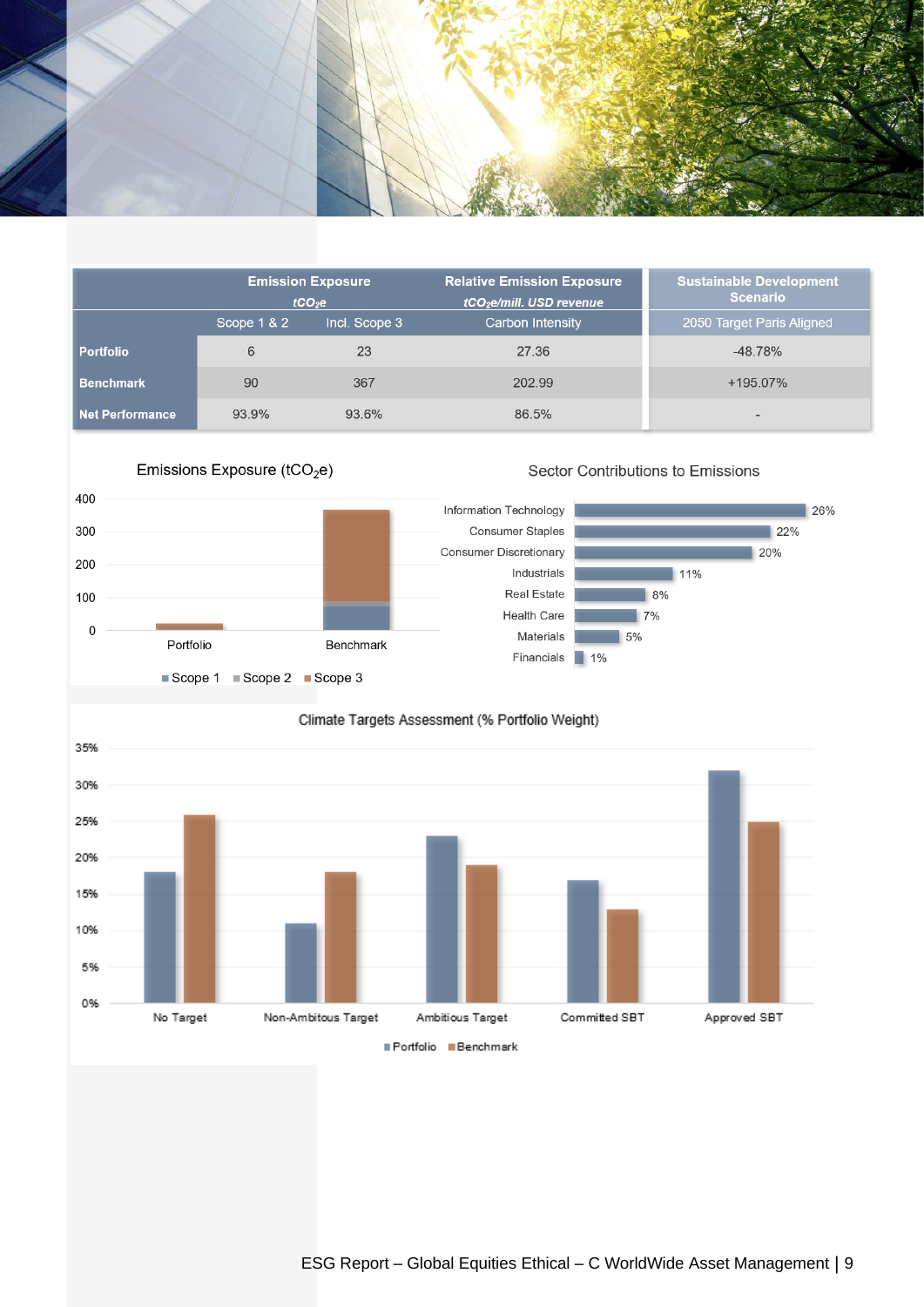| | Emission Exposure $tCO_2e$ | | Relative Emission Exposure $tCO_2e$/mill. USD revenue | Sustainable Development Scenario |
|---|---|---|---|---|
| | Scope 1 & 2 | Incl. Scope 3 | Carbon Intensity | 2050 Target Paris Aligned |
| **Portfolio** | 6 | 23 | 27.36 | -48.78% |
| **Benchmark** | 90 | 367 | 202.99 | +195.07% |
| **Net Performance** | 93.9% | 93.6% | 86.5% | - |

Emissions Exposure ($tCO_2e$)

Sector Contributions to Emissions

| Sector | Contribution |
|---|---|
| Information Technology | 26% |
| Consumer Staples | 22% |
| Consumer Discretionary | 20% |
| Industrials | 11% |
| Real Estate | 8% |
| Health Care | 7% |
| Materials | 5% |
| Financials | 1% |

Climate Targets Assessment (% Portfolio Weight)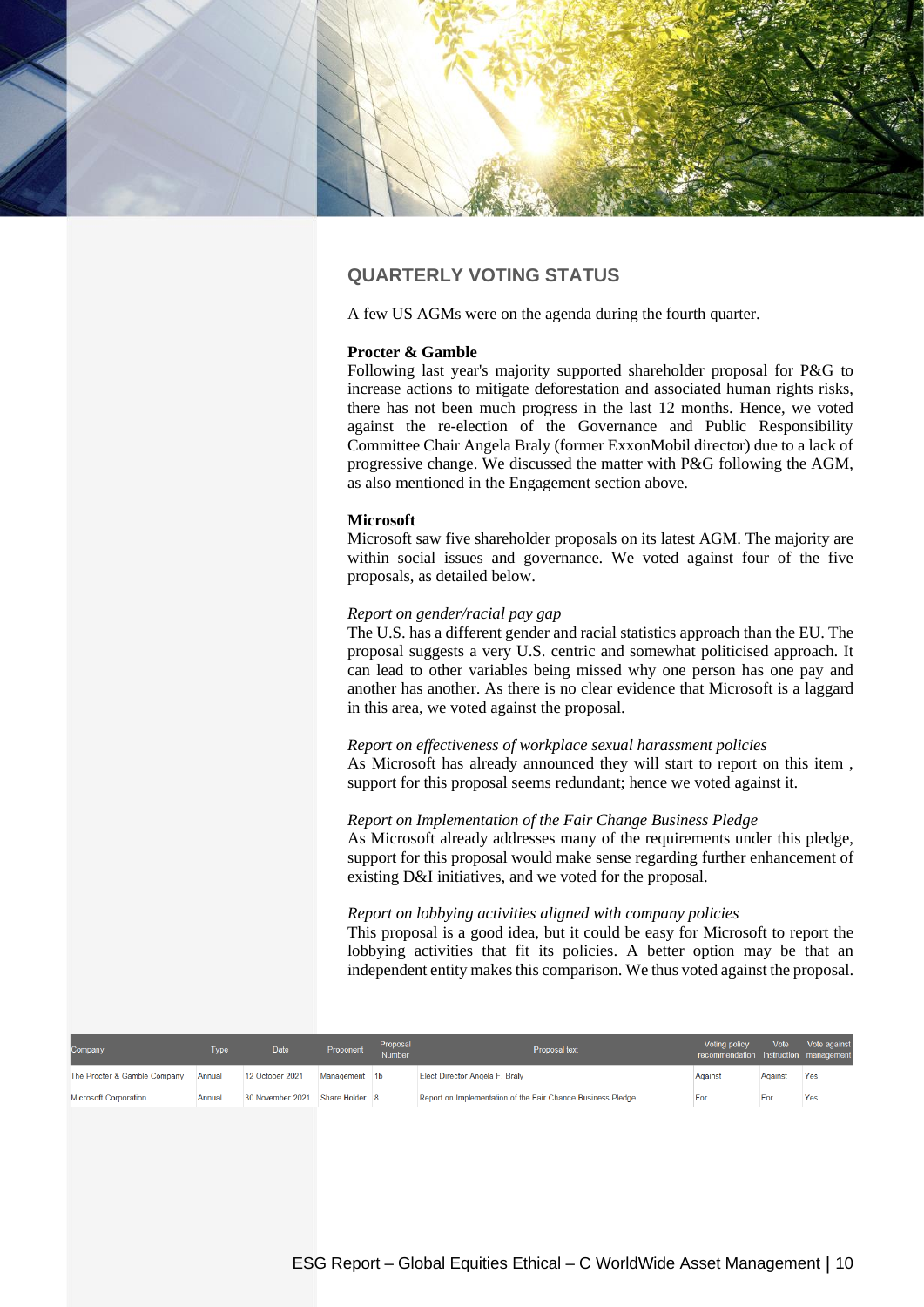## QUARTERLY VOTING STATUS

A few US AGMs were on the agenda during the fourth quarter.

**Procter & Gamble**
Following last year's majority supported shareholder proposal for P&G to increase actions to mitigate deforestation and associated human rights risks, there has not been much progress in the last 12 months. Hence, we voted against the re-election of the Governance and Public Responsibility Committee Chair Angela Braly (former ExxonMobil director) due to a lack of progressive change. We discussed the matter with P&G following the AGM, as also mentioned in the Engagement section above.

**Microsoft**
Microsoft saw five shareholder proposals on its latest AGM. The majority are within social issues and governance. We voted against four of the five proposals, as detailed below.

*Report on gender/racial pay gap*
The U.S. has a different gender and racial statistics approach than the EU. The proposal suggests a very U.S. centric and somewhat politicised approach. It can lead to other variables being missed why one person has one pay and another has another. As there is no clear evidence that Microsoft is a laggard in this area, we voted against the proposal.

*Report on effectiveness of workplace sexual harassment policies*
As Microsoft has already announced they will start to report on this item , support for this proposal seems redundant; hence we voted against it.

*Report on Implementation of the Fair Change Business Pledge*
As Microsoft already addresses many of the requirements under this pledge, support for this proposal would make sense regarding further enhancement of existing D&I initiatives, and we voted for the proposal.

*Report on lobbying activities aligned with company policies*
This proposal is a good idea, but it could be easy for Microsoft to report the lobbying activities that fit its policies. A better option may be that an independent entity makes this comparison. We thus voted against the proposal.

| Company | Type | Date | Proponent | Proposal Number | Proposal text | Voting policy recommendation | Vote instruction | Vote against management |
|---|---|---|---|---|---|---|---|---|
| The Procter & Gamble Company | Annual | 12 October 2021 | Management | 1b | Elect Director Angela F. Braly | Against | Against | Yes |
| Microsoft Corporation | Annual | 30 November 2021 | Share Holder | 8 | Report on Implementation of the Fair Chance Business Pledge | For | For | Yes |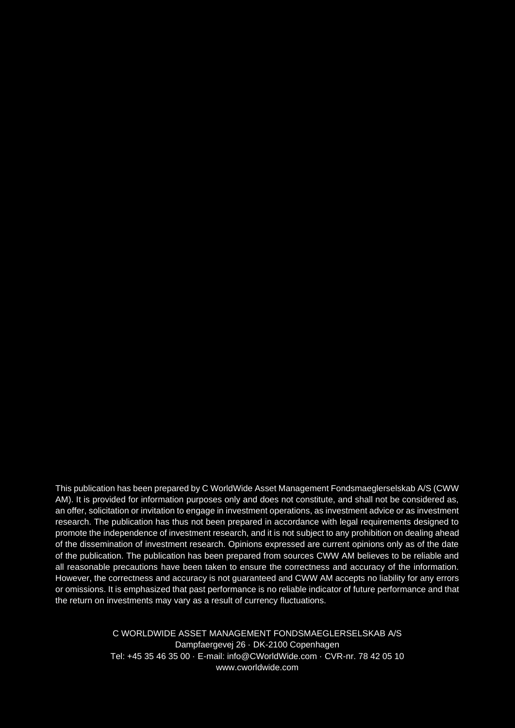This publication has been prepared by C WorldWide Asset Management Fondsmaeglerselskab A/S (CWW AM). It is provided for information purposes only and does not constitute, and shall not be considered as, an offer, solicitation or invitation to engage in investment operations, as investment advice or as investment research. The publication has thus not been prepared in accordance with legal requirements designed to promote the independence of investment research, and it is not subject to any prohibition on dealing ahead of the dissemination of investment research. Opinions expressed are current opinions only as of the date of the publication. The publication has been prepared from sources CWW AM believes to be reliable and all reasonable precautions have been taken to ensure the correctness and accuracy of the information. However, the correctness and accuracy is not guaranteed and CWW AM accepts no liability for any errors or omissions. It is emphasized that past performance is no reliable indicator of future performance and that the return on investments may vary as a result of currency fluctuations.

C WORLDWIDE ASSET MANAGEMENT FONDSMAEGLERSELSKAB A/S
Dampfaergevej 26 · DK-2100 Copenhagen
Tel: +45 35 46 35 00 · E-mail: info@CWorldWide.com · CVR-nr. 78 42 05 10
www.cworldwide.com